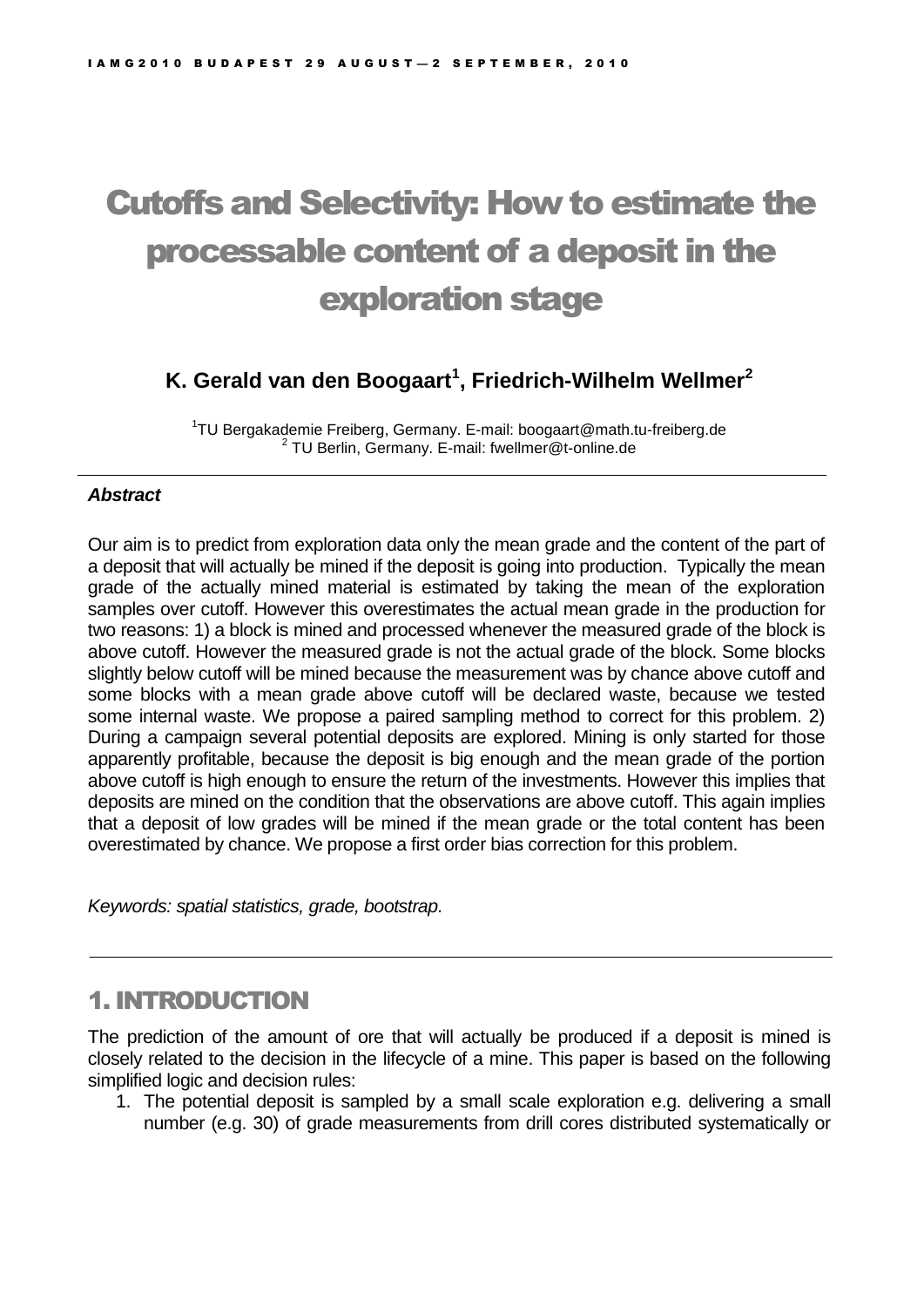# Cutoffs and Selectivity: How to estimate the processable content of a deposit in the exploration stage

**K. Gerald van den Boogaart[1], Friedrich-Wilhelm Wellmer[2]**

[1]TU Bergakademie Freiberg, Germany. E-mail: boogaart@math.tu-freiberg.de
[2] TU Berlin, Germany. E-mail: fwellmer@t-online.de

***Abstract***

Our aim is to predict from exploration data only the mean grade and the content of the part of a deposit that will actually be mined if the deposit is going into production. Typically the mean grade of the actually mined material is estimated by taking the mean of the exploration samples over cutoff. However this overestimates the actual mean grade in the production for two reasons: 1) a block is mined and processed whenever the measured grade of the block is above cutoff. However the measured grade is not the actual grade of the block. Some blocks slightly below cutoff will be mined because the measurement was by chance above cutoff and some blocks with a mean grade above cutoff will be declared waste, because we tested some internal waste. We propose a paired sampling method to correct for this problem. 2) During a campaign several potential deposits are explored. Mining is only started for those apparently profitable, because the deposit is big enough and the mean grade of the portion above cutoff is high enough to ensure the return of the investments. However this implies that deposits are mined on the condition that the observations are above cutoff. This again implies that a deposit of low grades will be mined if the mean grade or the total content has been overestimated by chance. We propose a first order bias correction for this problem.

*Keywords: spatial statistics, grade, bootstrap.*

## 1. INTRODUCTION

The prediction of the amount of ore that will actually be produced if a deposit is mined is closely related to the decision in the lifecycle of a mine. This paper is based on the following simplified logic and decision rules:

1. The potential deposit is sampled by a small scale exploration e.g. delivering a small number (e.g. 30) of grade measurements from drill cores distributed systematically or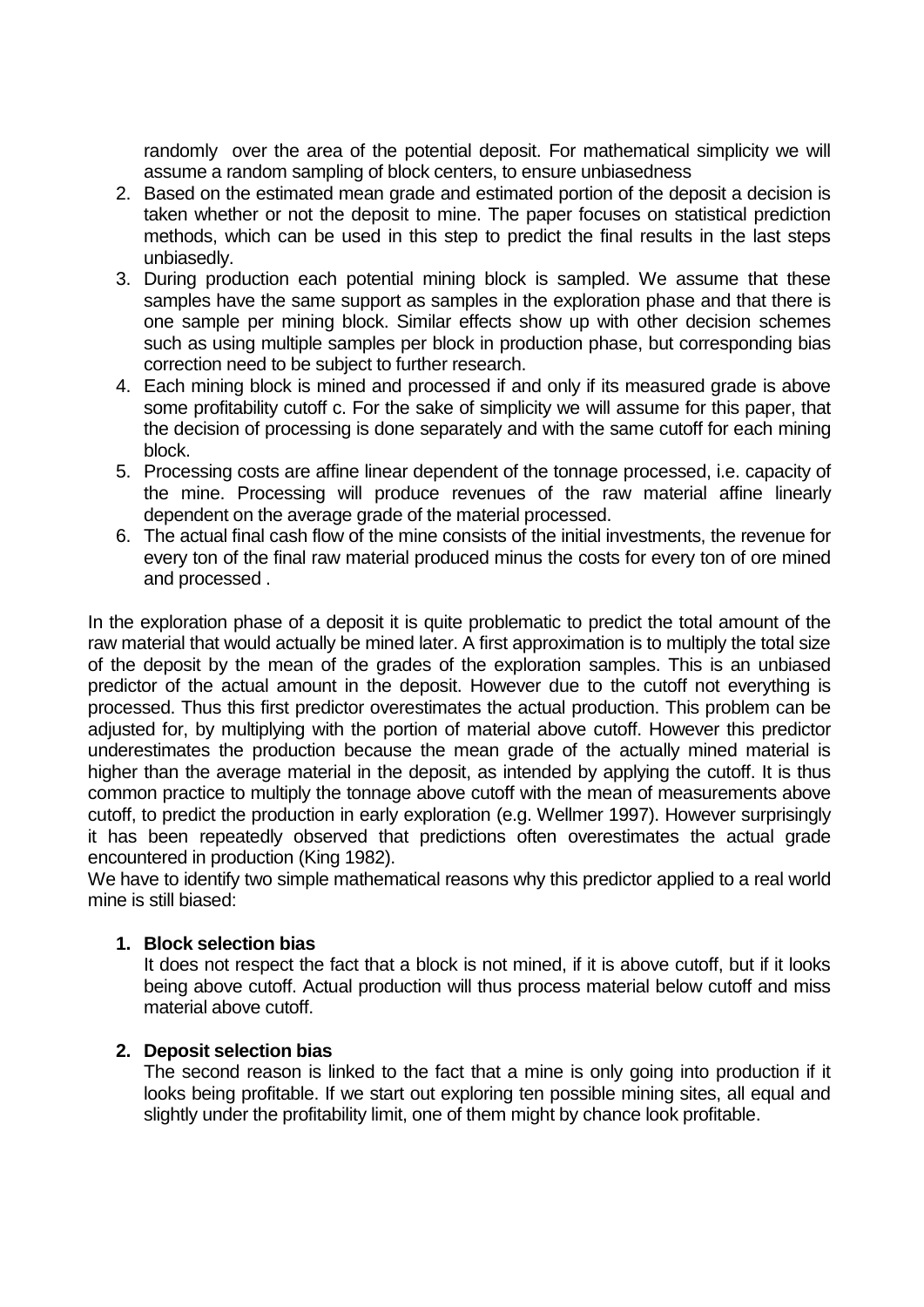randomly over the area of the potential deposit. For mathematical simplicity we will assume a random sampling of block centers, to ensure unbiasedness

2. Based on the estimated mean grade and estimated portion of the deposit a decision is taken whether or not the deposit to mine. The paper focuses on statistical prediction methods, which can be used in this step to predict the final results in the last steps unbiasedly.
3. During production each potential mining block is sampled. We assume that these samples have the same support as samples in the exploration phase and that there is one sample per mining block. Similar effects show up with other decision schemes such as using multiple samples per block in production phase, but corresponding bias correction need to be subject to further research.
4. Each mining block is mined and processed if and only if its measured grade is above some profitability cutoff c. For the sake of simplicity we will assume for this paper, that the decision of processing is done separately and with the same cutoff for each mining block.
5. Processing costs are affine linear dependent of the tonnage processed, i.e. capacity of the mine. Processing will produce revenues of the raw material affine linearly dependent on the average grade of the material processed.
6. The actual final cash flow of the mine consists of the initial investments, the revenue for every ton of the final raw material produced minus the costs for every ton of ore mined and processed .

In the exploration phase of a deposit it is quite problematic to predict the total amount of the raw material that would actually be mined later. A first approximation is to multiply the total size of the deposit by the mean of the grades of the exploration samples. This is an unbiased predictor of the actual amount in the deposit. However due to the cutoff not everything is processed. Thus this first predictor overestimates the actual production. This problem can be adjusted for, by multiplying with the portion of material above cutoff. However this predictor underestimates the production because the mean grade of the actually mined material is higher than the average material in the deposit, as intended by applying the cutoff. It is thus common practice to multiply the tonnage above cutoff with the mean of measurements above cutoff, to predict the production in early exploration (e.g. Wellmer 1997). However surprisingly it has been repeatedly observed that predictions often overestimates the actual grade encountered in production (King 1982).

We have to identify two simple mathematical reasons why this predictor applied to a real world mine is still biased:

1. **Block selection bias**

   It does not respect the fact that a block is not mined, if it is above cutoff, but if it looks being above cutoff. Actual production will thus process material below cutoff and miss material above cutoff.

2. **Deposit selection bias**

   The second reason is linked to the fact that a mine is only going into production if it looks being profitable. If we start out exploring ten possible mining sites, all equal and slightly under the profitability limit, one of them might by chance look profitable.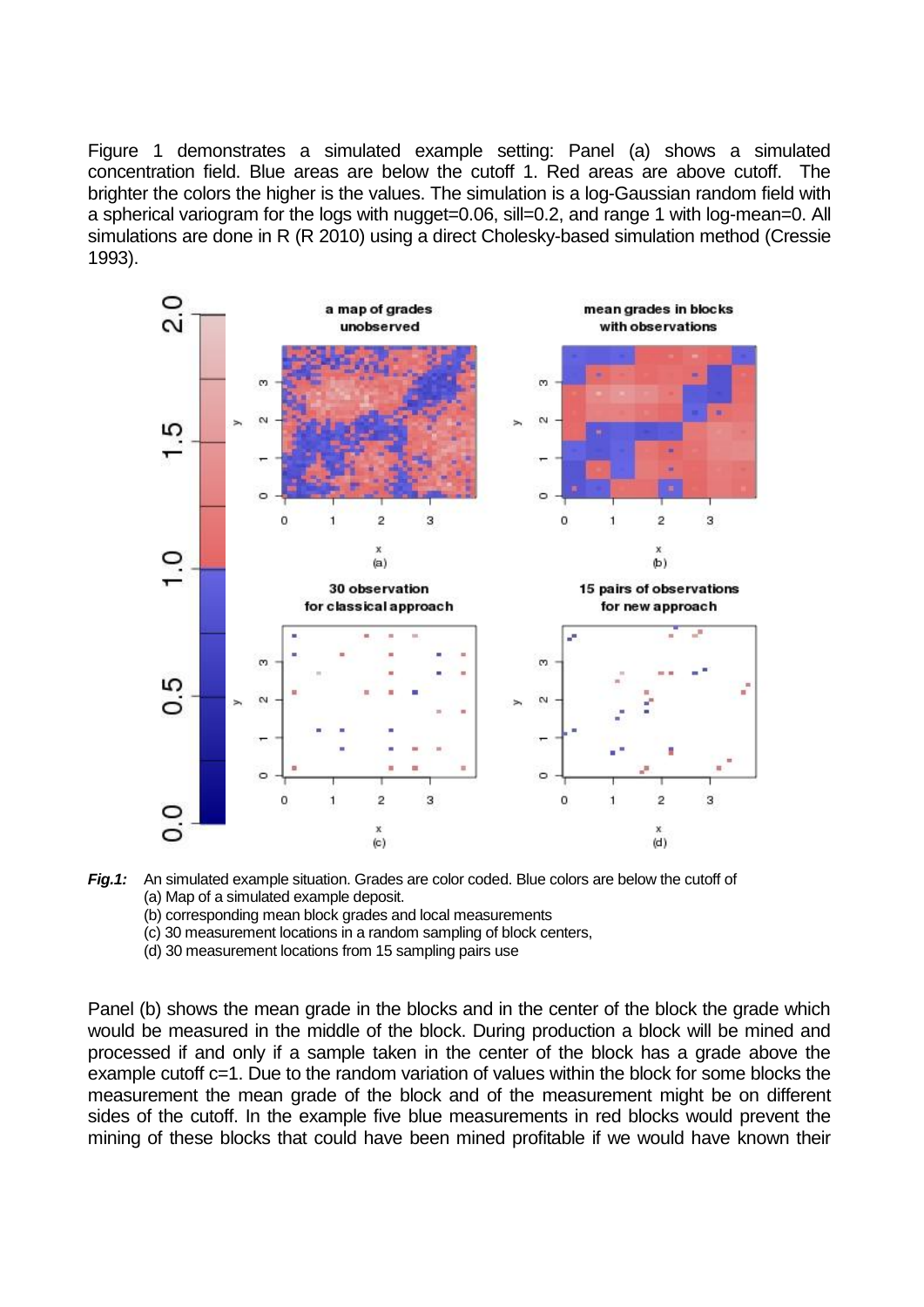Figure 1 demonstrates a simulated example setting: Panel (a) shows a simulated concentration field. Blue areas are below the cutoff 1. Red areas are above cutoff. The brighter the colors the higher is the values. The simulation is a log-Gaussian random field with a spherical variogram for the logs with nugget=0.06, sill=0.2, and range 1 with log-mean=0. All simulations are done in R (R 2010) using a direct Cholesky-based simulation method (Cressie 1993).

***Fig.1:*** An simulated example situation. Grades are color coded. Blue colors are below the cutoff of
(a) Map of a simulated example deposit.
(b) corresponding mean block grades and local measurements
(c) 30 measurement locations in a random sampling of block centers,
(d) 30 measurement locations from 15 sampling pairs use

Panel (b) shows the mean grade in the blocks and in the center of the block the grade which would be measured in the middle of the block. During production a block will be mined and processed if and only if a sample taken in the center of the block has a grade above the example cutoff c=1. Due to the random variation of values within the block for some blocks the measurement the mean grade of the block and of the measurement might be on different sides of the cutoff. In the example five blue measurements in red blocks would prevent the mining of these blocks that could have been mined profitable if we would have known their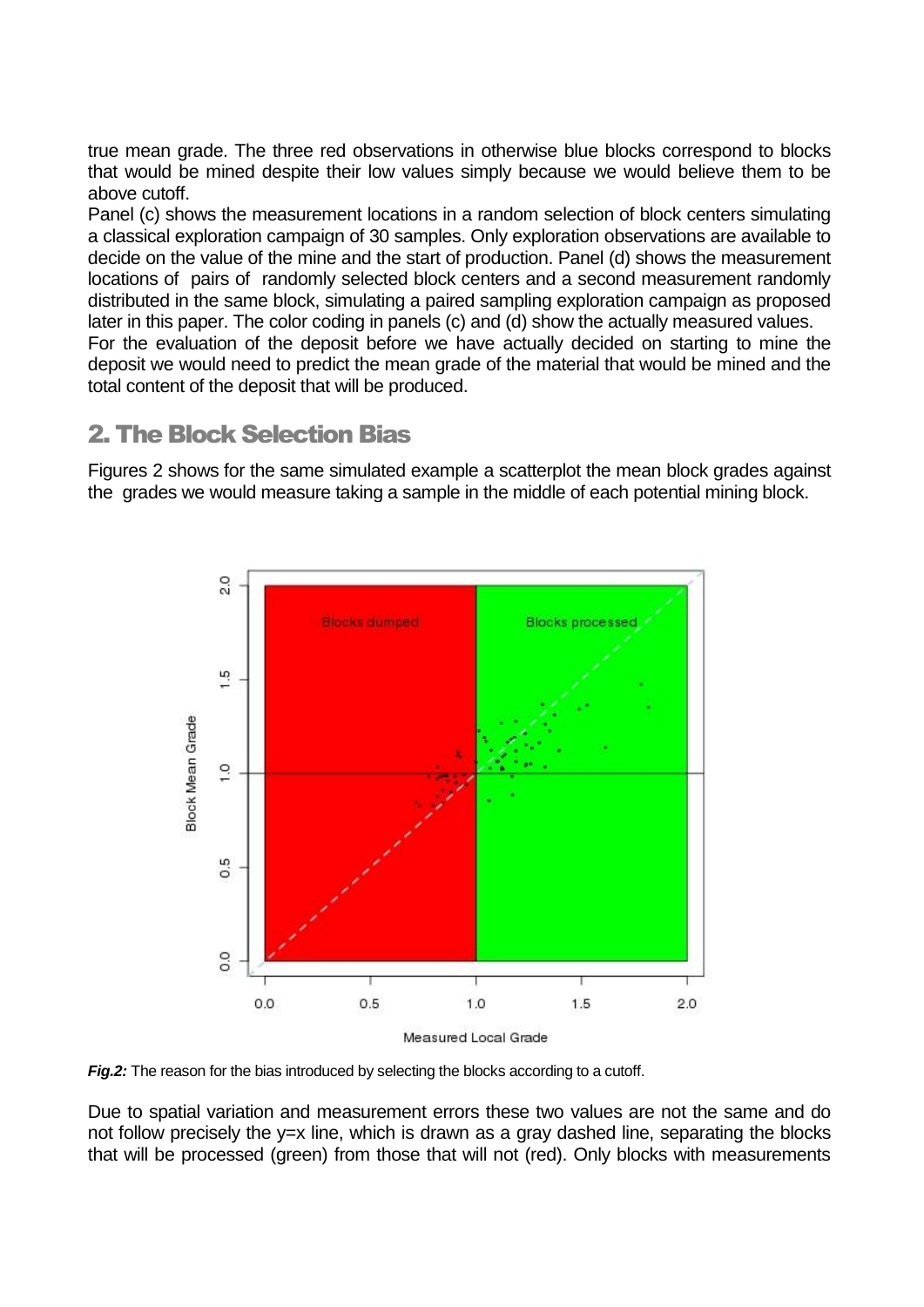true mean grade. The three red observations in otherwise blue blocks correspond to blocks that would be mined despite their low values simply because we would believe them to be above cutoff.
Panel (c) shows the measurement locations in a random selection of block centers simulating a classical exploration campaign of 30 samples. Only exploration observations are available to decide on the value of the mine and the start of production. Panel (d) shows the measurement locations of pairs of randomly selected block centers and a second measurement randomly distributed in the same block, simulating a paired sampling exploration campaign as proposed later in this paper. The color coding in panels (c) and (d) show the actually measured values.
For the evaluation of the deposit before we have actually decided on starting to mine the deposit we would need to predict the mean grade of the material that would be mined and the total content of the deposit that will be produced.

## 2. The Block Selection Bias

Figures 2 shows for the same simulated example a scatterplot the mean block grades against the grades we would measure taking a sample in the middle of each potential mining block.

***Fig.2:*** The reason for the bias introduced by selecting the blocks according to a cutoff.

Due to spatial variation and measurement errors these two values are not the same and do not follow precisely the y=x line, which is drawn as a gray dashed line, separating the blocks that will be processed (green) from those that will not (red). Only blocks with measurements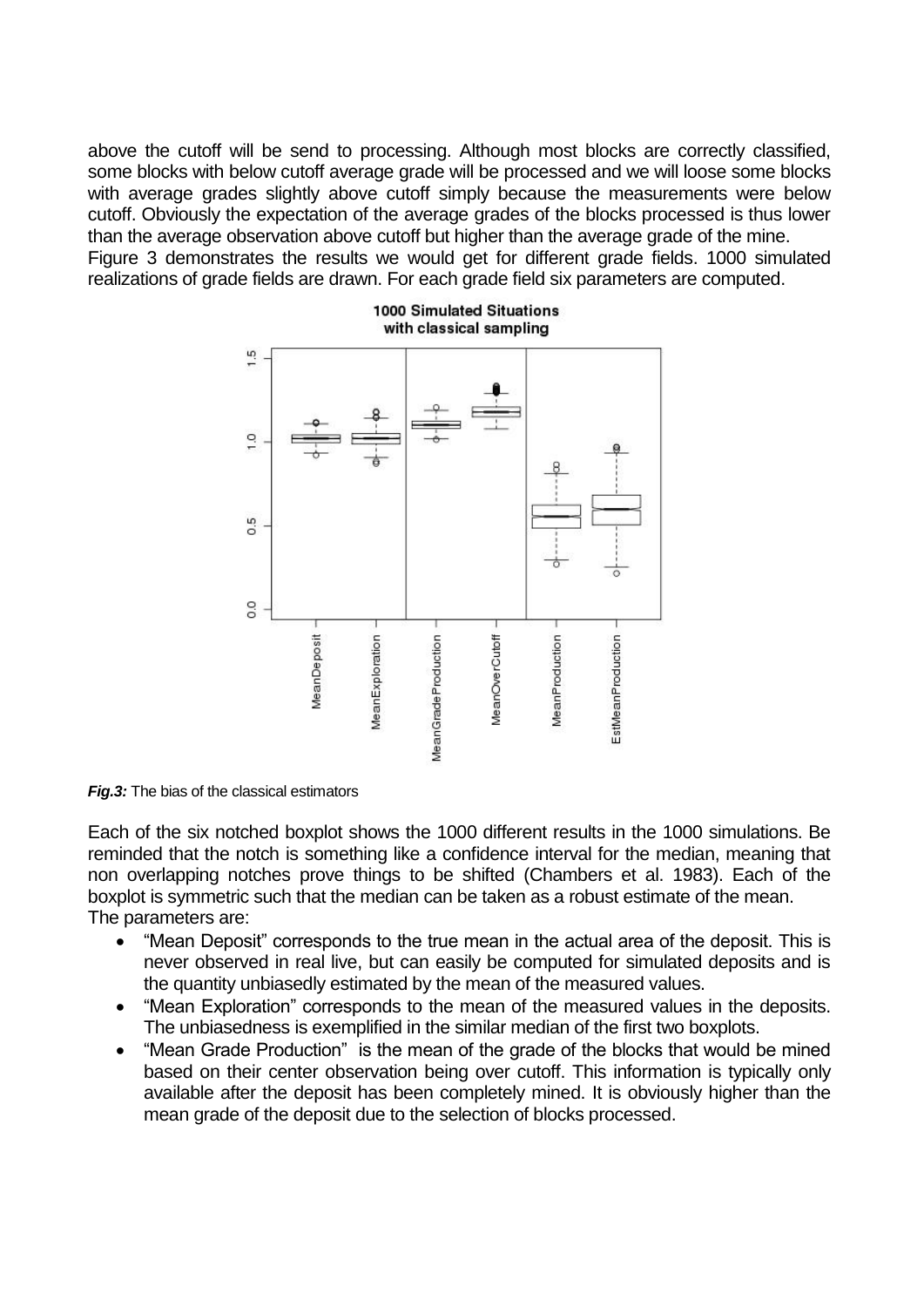above the cutoff will be send to processing. Although most blocks are correctly classified, some blocks with below cutoff average grade will be processed and we will loose some blocks with average grades slightly above cutoff simply because the measurements were below cutoff. Obviously the expectation of the average grades of the blocks processed is thus lower than the average observation above cutoff but higher than the average grade of the mine.
Figure 3 demonstrates the results we would get for different grade fields. 1000 simulated realizations of grade fields are drawn. For each grade field six parameters are computed.

***Fig.3:*** The bias of the classical estimators

Each of the six notched boxplot shows the 1000 different results in the 1000 simulations. Be reminded that the notch is something like a confidence interval for the median, meaning that non overlapping notches prove things to be shifted (Chambers et al. 1983). Each of the boxplot is symmetric such that the median can be taken as a robust estimate of the mean.
The parameters are:

- “Mean Deposit” corresponds to the true mean in the actual area of the deposit. This is never observed in real live, but can easily be computed for simulated deposits and is the quantity unbiasedly estimated by the mean of the measured values.
- “Mean Exploration” corresponds to the mean of the measured values in the deposits. The unbiasedness is exemplified in the similar median of the first two boxplots.
- “Mean Grade Production” is the mean of the grade of the blocks that would be mined based on their center observation being over cutoff. This information is typically only available after the deposit has been completely mined. It is obviously higher than the mean grade of the deposit due to the selection of blocks processed.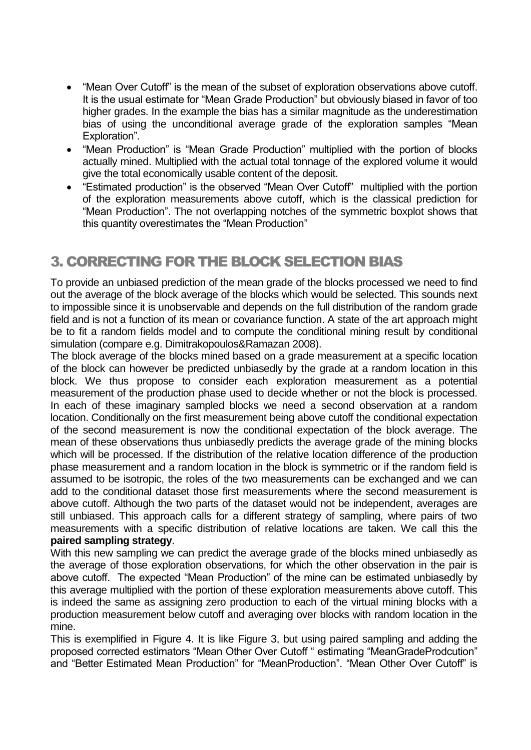- “Mean Over Cutoff” is the mean of the subset of exploration observations above cutoff. It is the usual estimate for “Mean Grade Production” but obviously biased in favor of too higher grades. In the example the bias has a similar magnitude as the underestimation bias of using the unconditional average grade of the exploration samples “Mean Exploration”.
- “Mean Production” is “Mean Grade Production” multiplied with the portion of blocks actually mined. Multiplied with the actual total tonnage of the explored volume it would give the total economically usable content of the deposit.
- “Estimated production” is the observed “Mean Over Cutoff” multiplied with the portion of the exploration measurements above cutoff, which is the classical prediction for “Mean Production”. The not overlapping notches of the symmetric boxplot shows that this quantity overestimates the “Mean Production”

## 3. CORRECTING FOR THE BLOCK SELECTION BIAS

To provide an unbiased prediction of the mean grade of the blocks processed we need to find out the average of the block average of the blocks which would be selected. This sounds next to impossible since it is unobservable and depends on the full distribution of the random grade field and is not a function of its mean or covariance function. A state of the art approach might be to fit a random fields model and to compute the conditional mining result by conditional simulation (compare e.g. Dimitrakopoulos&Ramazan 2008).

The block average of the blocks mined based on a grade measurement at a specific location of the block can however be predicted unbiasedly by the grade at a random location in this block. We thus propose to consider each exploration measurement as a potential measurement of the production phase used to decide whether or not the block is processed. In each of these imaginary sampled blocks we need a second observation at a random location. Conditionally on the first measurement being above cutoff the conditional expectation of the second measurement is now the conditional expectation of the block average. The mean of these observations thus unbiasedly predicts the average grade of the mining blocks which will be processed. If the distribution of the relative location difference of the production phase measurement and a random location in the block is symmetric or if the random field is assumed to be isotropic, the roles of the two measurements can be exchanged and we can add to the conditional dataset those first measurements where the second measurement is above cutoff. Although the two parts of the dataset would not be independent, averages are still unbiased. This approach calls for a different strategy of sampling, where pairs of two measurements with a specific distribution of relative locations are taken. We call this the **paired sampling strategy**.

With this new sampling we can predict the average grade of the blocks mined unbiasedly as the average of those exploration observations, for which the other observation in the pair is above cutoff. The expected “Mean Production” of the mine can be estimated unbiasedly by this average multiplied with the portion of these exploration measurements above cutoff. This is indeed the same as assigning zero production to each of the virtual mining blocks with a production measurement below cutoff and averaging over blocks with random location in the mine.

This is exemplified in Figure 4. It is like Figure 3, but using paired sampling and adding the proposed corrected estimators “Mean Other Over Cutoff “ estimating “MeanGradeProdcution” and “Better Estimated Mean Production” for “MeanProduction”. “Mean Other Over Cutoff” is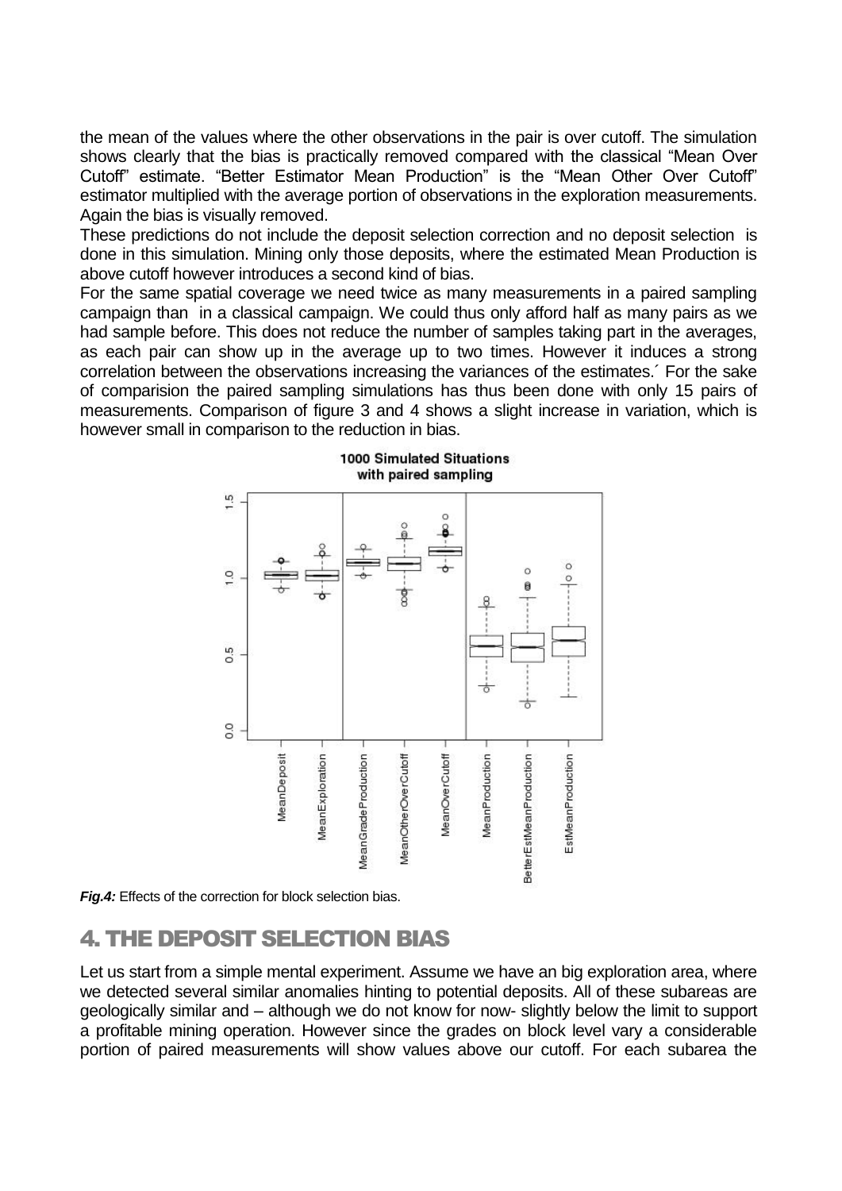the mean of the values where the other observations in the pair is over cutoff. The simulation shows clearly that the bias is practically removed compared with the classical “Mean Over Cutoff” estimate. “Better Estimator Mean Production” is the “Mean Other Over Cutoff” estimator multiplied with the average portion of observations in the exploration measurements. Again the bias is visually removed.

These predictions do not include the deposit selection correction and no deposit selection is done in this simulation. Mining only those deposits, where the estimated Mean Production is above cutoff however introduces a second kind of bias.

For the same spatial coverage we need twice as many measurements in a paired sampling campaign than in a classical campaign. We could thus only afford half as many pairs as we had sample before. This does not reduce the number of samples taking part in the averages, as each pair can show up in the average up to two times. However it induces a strong correlation between the observations increasing the variances of the estimates.´ For the sake of comparision the paired sampling simulations has thus been done with only 15 pairs of measurements. Comparison of figure 3 and 4 shows a slight increase in variation, which is however small in comparison to the reduction in bias.

***Fig.4:*** Effects of the correction for block selection bias.

## 4. THE DEPOSIT SELECTION BIAS

Let us start from a simple mental experiment. Assume we have an big exploration area, where we detected several similar anomalies hinting to potential deposits. All of these subareas are geologically similar and – although we do not know for now- slightly below the limit to support a profitable mining operation. However since the grades on block level vary a considerable portion of paired measurements will show values above our cutoff. For each subarea the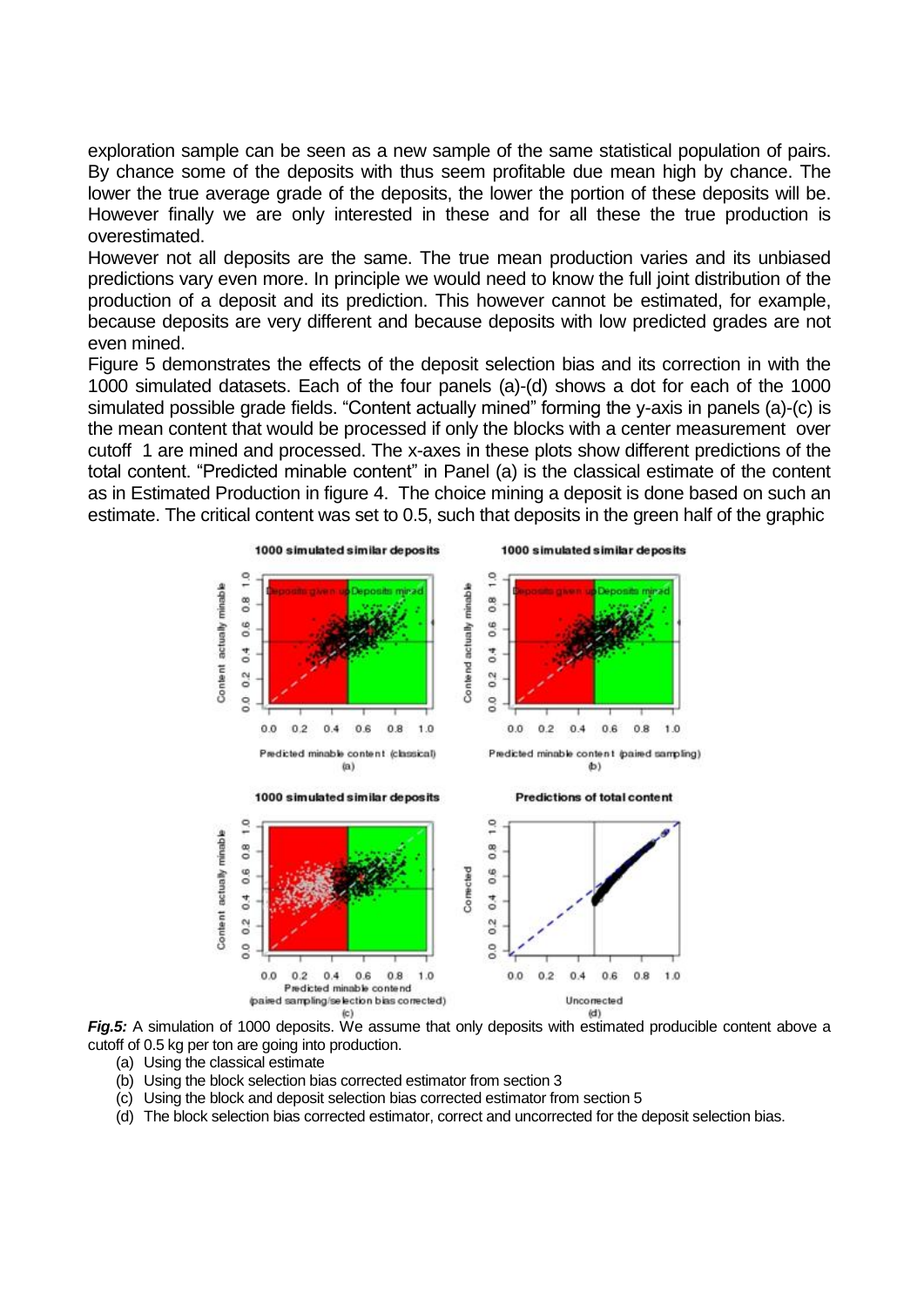exploration sample can be seen as a new sample of the same statistical population of pairs. By chance some of the deposits with thus seem profitable due mean high by chance. The lower the true average grade of the deposits, the lower the portion of these deposits will be. However finally we are only interested in these and for all these the true production is overestimated.

However not all deposits are the same. The true mean production varies and its unbiased predictions vary even more. In principle we would need to know the full joint distribution of the production of a deposit and its prediction. This however cannot be estimated, for example, because deposits are very different and because deposits with low predicted grades are not even mined.

Figure 5 demonstrates the effects of the deposit selection bias and its correction in with the 1000 simulated datasets. Each of the four panels (a)-(d) shows a dot for each of the 1000 simulated possible grade fields. “Content actually mined” forming the y-axis in panels (a)-(c) is the mean content that would be processed if only the blocks with a center measurement over cutoff 1 are mined and processed. The x-axes in these plots show different predictions of the total content. “Predicted minable content” in Panel (a) is the classical estimate of the content as in Estimated Production in figure 4. The choice mining a deposit is done based on such an estimate. The critical content was set to 0.5, such that deposits in the green half of the graphic

***Fig.5:*** A simulation of 1000 deposits. We assume that only deposits with estimated producible content above a cutoff of 0.5 kg per ton are going into production.

(a) Using the classical estimate
(b) Using the block selection bias corrected estimator from section 3
(c) Using the block and deposit selection bias corrected estimator from section 5
(d) The block selection bias corrected estimator, correct and uncorrected for the deposit selection bias.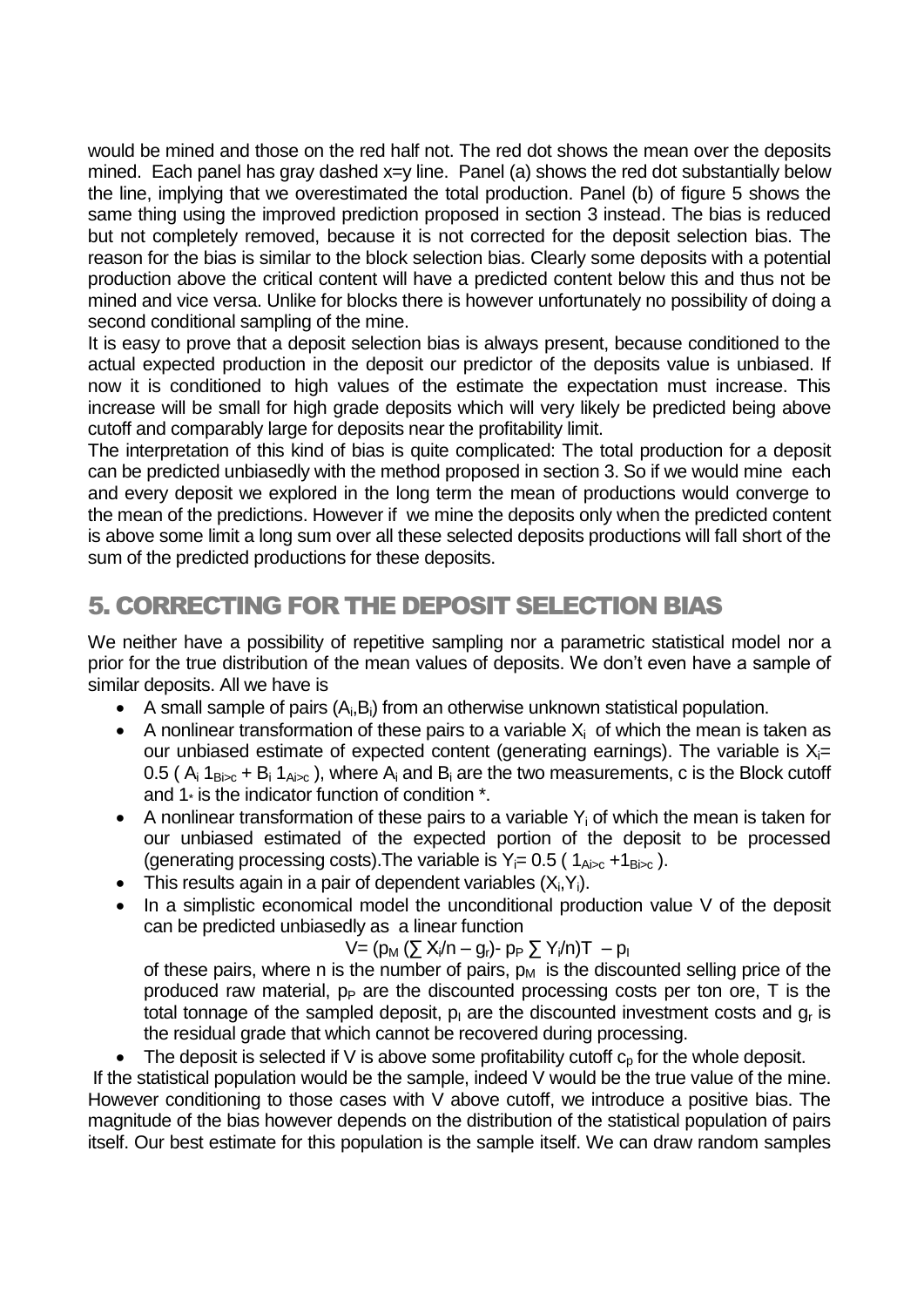would be mined and those on the red half not. The red dot shows the mean over the deposits mined. Each panel has gray dashed x=y line. Panel (a) shows the red dot substantially below the line, implying that we overestimated the total production. Panel (b) of figure 5 shows the same thing using the improved prediction proposed in section 3 instead. The bias is reduced but not completely removed, because it is not corrected for the deposit selection bias. The reason for the bias is similar to the block selection bias. Clearly some deposits with a potential production above the critical content will have a predicted content below this and thus not be mined and vice versa. Unlike for blocks there is however unfortunately no possibility of doing a second conditional sampling of the mine.

It is easy to prove that a deposit selection bias is always present, because conditioned to the actual expected production in the deposit our predictor of the deposits value is unbiased. If now it is conditioned to high values of the estimate the expectation must increase. This increase will be small for high grade deposits which will very likely be predicted being above cutoff and comparably large for deposits near the profitability limit.

The interpretation of this kind of bias is quite complicated: The total production for a deposit can be predicted unbiasedly with the method proposed in section 3. So if we would mine each and every deposit we explored in the long term the mean of productions would converge to the mean of the predictions. However if we mine the deposits only when the predicted content is above some limit a long sum over all these selected deposits productions will fall short of the sum of the predicted productions for these deposits.

## 5. CORRECTING FOR THE DEPOSIT SELECTION BIAS

We neither have a possibility of repetitive sampling nor a parametric statistical model nor a prior for the true distribution of the mean values of deposits. We don't even have a sample of similar deposits. All we have is

- A small sample of pairs $(A_i,B_i)$ from an otherwise unknown statistical population.
- A nonlinear transformation of these pairs to a variable $X_i$ of which the mean is taken as our unbiased estimate of expected content (generating earnings). The variable is $X_i = 0.5\,(A_i 1_{B_i>c} + B_i 1_{A_i>c})$, where $A_i$ and $B_i$ are the two measurements, c is the Block cutoff and $1_*$ is the indicator function of condition *.
- A nonlinear transformation of these pairs to a variable $Y_i$ of which the mean is taken for our unbiased estimated of the expected portion of the deposit to be processed (generating processing costs). The variable is $Y_i = 0.5\,(1_{A_i>c} + 1_{B_i>c})$.
- This results again in a pair of dependent variables $(X_i,Y_i)$.
- In a simplistic economical model the unconditional production value V of the deposit can be predicted unbiasedly as a linear function

  $$V = (p_M (\sum X_i/n - g_r) - p_P \sum Y_i/n)T - p_I$$

  of these pairs, where n is the number of pairs, $p_M$ is the discounted selling price of the produced raw material, $p_P$ are the discounted processing costs per ton ore, T is the total tonnage of the sampled deposit, $p_I$ are the discounted investment costs and $g_r$ is the residual grade that which cannot be recovered during processing.
- The deposit is selected if V is above some profitability cutoff $c_p$ for the whole deposit.

If the statistical population would be the sample, indeed V would be the true value of the mine. However conditioning to those cases with V above cutoff, we introduce a positive bias. The magnitude of the bias however depends on the distribution of the statistical population of pairs itself. Our best estimate for this population is the sample itself. We can draw random samples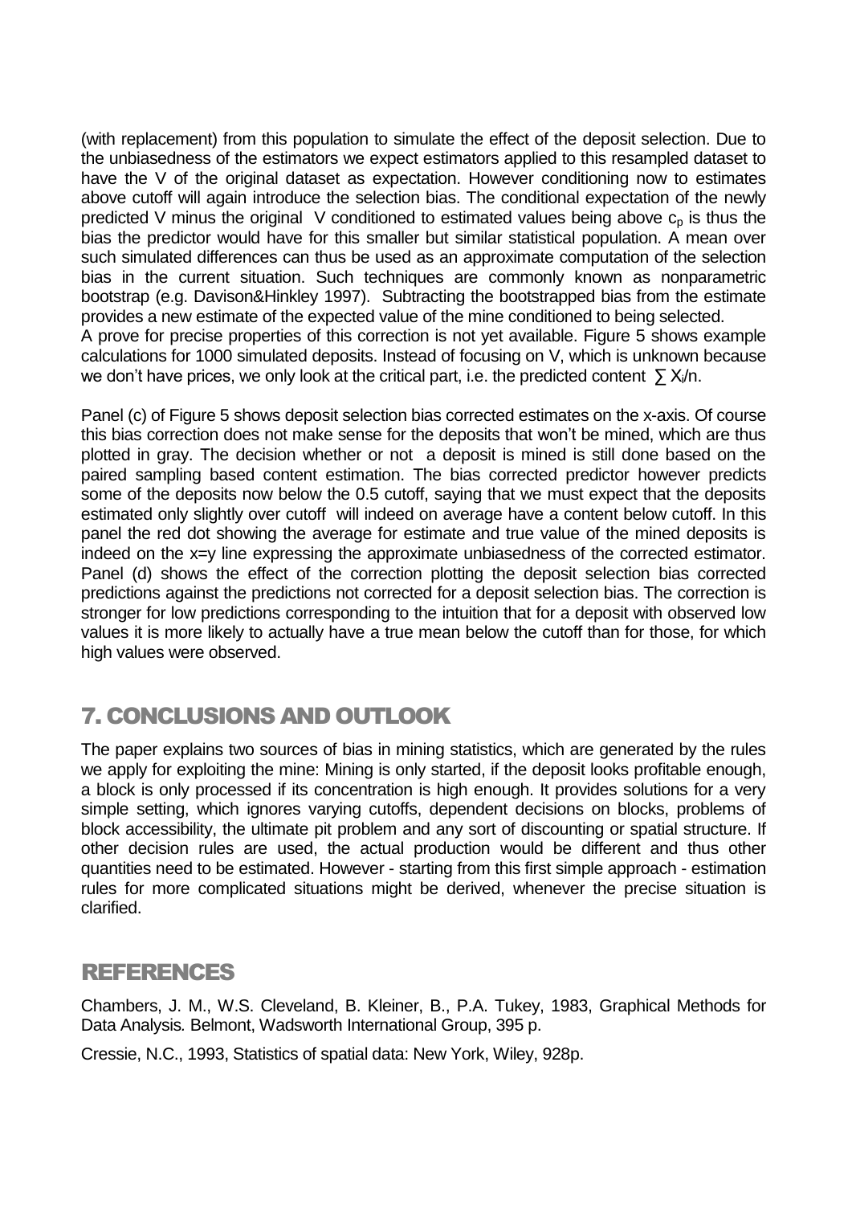(with replacement) from this population to simulate the effect of the deposit selection. Due to the unbiasedness of the estimators we expect estimators applied to this resampled dataset to have the V of the original dataset as expectation. However conditioning now to estimates above cutoff will again introduce the selection bias. The conditional expectation of the newly predicted V minus the original V conditioned to estimated values being above $c_p$ is thus the bias the predictor would have for this smaller but similar statistical population. A mean over such simulated differences can thus be used as an approximate computation of the selection bias in the current situation. Such techniques are commonly known as nonparametric bootstrap (e.g. Davison&Hinkley 1997). Subtracting the bootstrapped bias from the estimate provides a new estimate of the expected value of the mine conditioned to being selected.
A prove for precise properties of this correction is not yet available. Figure 5 shows example calculations for 1000 simulated deposits. Instead of focusing on V, which is unknown because we don't have prices, we only look at the critical part, i.e. the predicted content $\sum X_i/n$.

Panel (c) of Figure 5 shows deposit selection bias corrected estimates on the x-axis. Of course this bias correction does not make sense for the deposits that won't be mined, which are thus plotted in gray. The decision whether or not a deposit is mined is still done based on the paired sampling based content estimation. The bias corrected predictor however predicts some of the deposits now below the 0.5 cutoff, saying that we must expect that the deposits estimated only slightly over cutoff will indeed on average have a content below cutoff. In this panel the red dot showing the average for estimate and true value of the mined deposits is indeed on the x=y line expressing the approximate unbiasedness of the corrected estimator. Panel (d) shows the effect of the correction plotting the deposit selection bias corrected predictions against the predictions not corrected for a deposit selection bias. The correction is stronger for low predictions corresponding to the intuition that for a deposit with observed low values it is more likely to actually have a true mean below the cutoff than for those, for which high values were observed.

## 7. CONCLUSIONS AND OUTLOOK

The paper explains two sources of bias in mining statistics, which are generated by the rules we apply for exploiting the mine: Mining is only started, if the deposit looks profitable enough, a block is only processed if its concentration is high enough. It provides solutions for a very simple setting, which ignores varying cutoffs, dependent decisions on blocks, problems of block accessibility, the ultimate pit problem and any sort of discounting or spatial structure. If other decision rules are used, the actual production would be different and thus other quantities need to be estimated. However - starting from this first simple approach - estimation rules for more complicated situations might be derived, whenever the precise situation is clarified.

## REFERENCES

Chambers, J. M., W.S. Cleveland, B. Kleiner, B., P.A. Tukey, 1983, Graphical Methods for Data Analysis*.* Belmont, Wadsworth International Group, 395 p.

Cressie, N.C., 1993, Statistics of spatial data: New York, Wiley, 928p.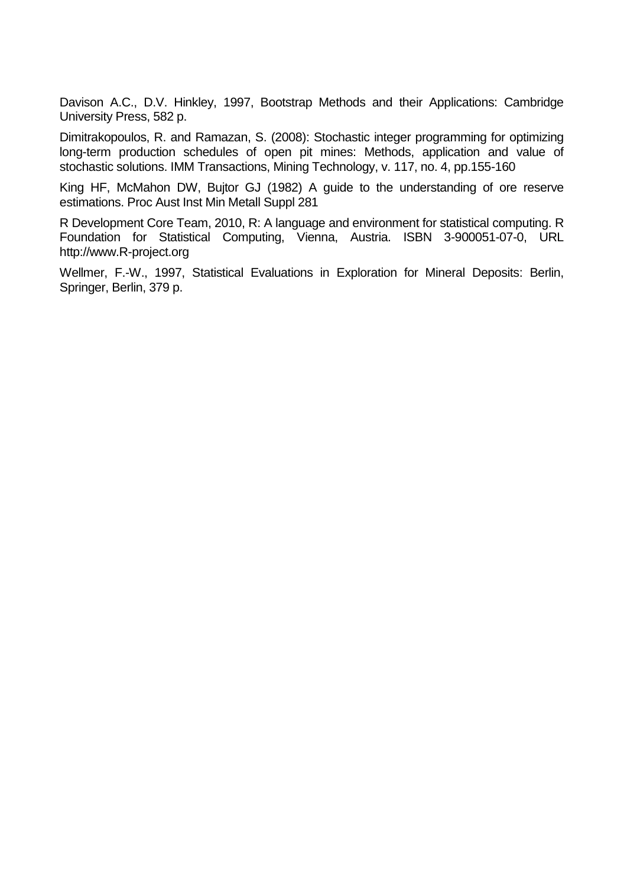Davison A.C., D.V. Hinkley, 1997, Bootstrap Methods and their Applications: Cambridge University Press, 582 p.

Dimitrakopoulos, R. and Ramazan, S. (2008): Stochastic integer programming for optimizing long-term production schedules of open pit mines: Methods, application and value of stochastic solutions. IMM Transactions, Mining Technology, v. 117, no. 4, pp.155-160

King HF, McMahon DW, Bujtor GJ (1982) A guide to the understanding of ore reserve estimations. Proc Aust Inst Min Metall Suppl 281

R Development Core Team, 2010, R: A language and environment for statistical computing. R Foundation for Statistical Computing, Vienna, Austria. ISBN 3-900051-07-0, URL http://www.R-project.org

Wellmer, F.-W., 1997, Statistical Evaluations in Exploration for Mineral Deposits: Berlin, Springer, Berlin, 379 p.